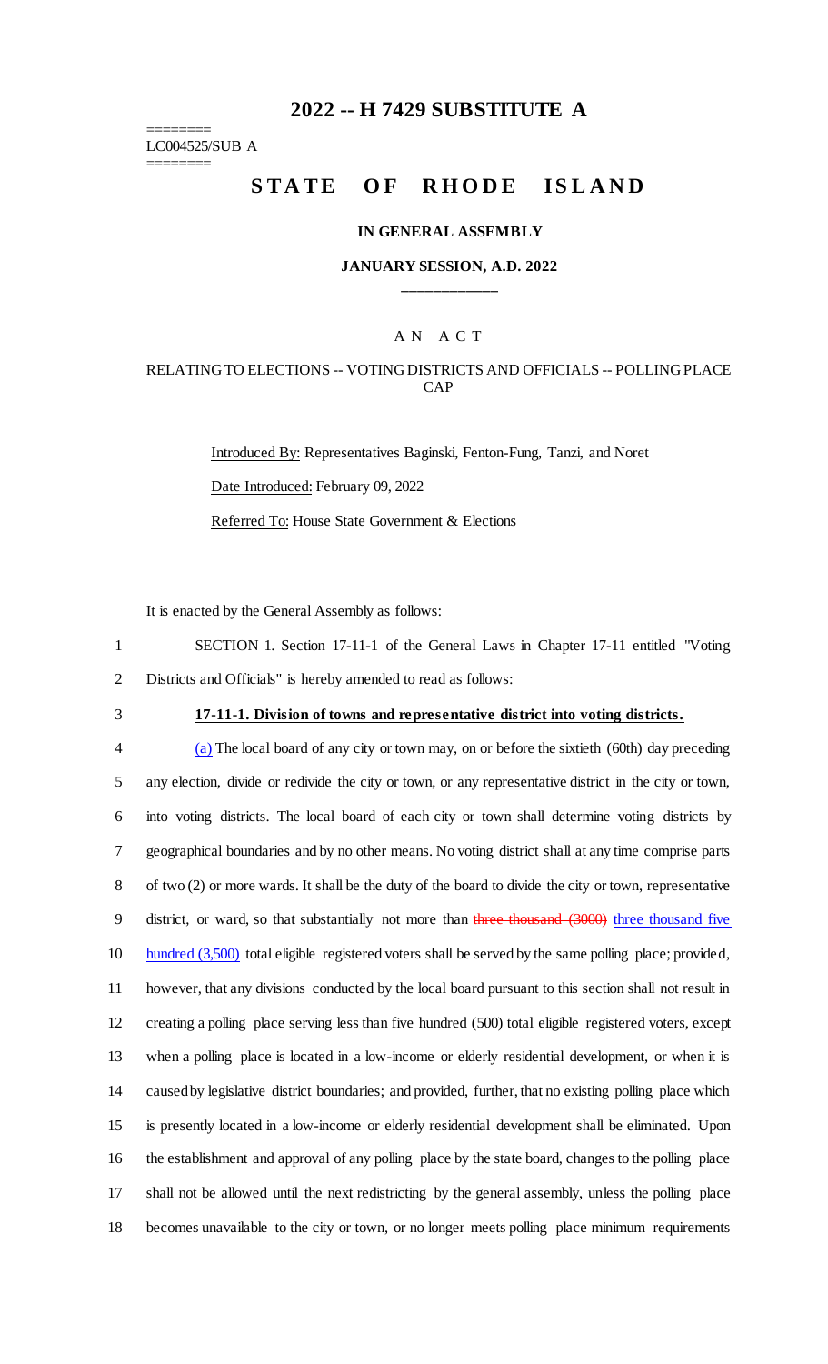# 2022 -- H 7429 SUBSTITUTE A

========
LC004525/SUB A
========

## STATE OF RHODE ISLAND

### IN GENERAL ASSEMBLY

### JANUARY SESSION, A.D. 2022

---

A N A C T

RELATING TO ELECTIONS -- VOTING DISTRICTS AND OFFICIALS -- POLLING PLACE CAP

Introduced By: Representatives Baginski, Fenton-Fung, Tanzi, and Noret

Date Introduced: February 09, 2022

Referred To: House State Government & Elections

It is enacted by the General Assembly as follows:

SECTION 1. Section 17-11-1 of the General Laws in Chapter 17-11 entitled "Voting Districts and Officials" is hereby amended to read as follows:

**17-11-1. Division of towns and representative district into voting districts.**

(a) The local board of any city or town may, on or before the sixtieth (60th) day preceding any election, divide or redivide the city or town, or any representative district in the city or town, into voting districts. The local board of each city or town shall determine voting districts by geographical boundaries and by no other means. No voting district shall at any time comprise parts of two (2) or more wards. It shall be the duty of the board to divide the city or town, representative district, or ward, so that substantially not more than ~~three thousand (3000)~~ three thousand five hundred (3,500) total eligible registered voters shall be served by the same polling place; provided, however, that any divisions conducted by the local board pursuant to this section shall not result in creating a polling place serving less than five hundred (500) total eligible registered voters, except when a polling place is located in a low-income or elderly residential development, or when it is caused by legislative district boundaries; and provided, further, that no existing polling place which is presently located in a low-income or elderly residential development shall be eliminated. Upon the establishment and approval of any polling place by the state board, changes to the polling place shall not be allowed until the next redistricting by the general assembly, unless the polling place becomes unavailable to the city or town, or no longer meets polling place minimum requirements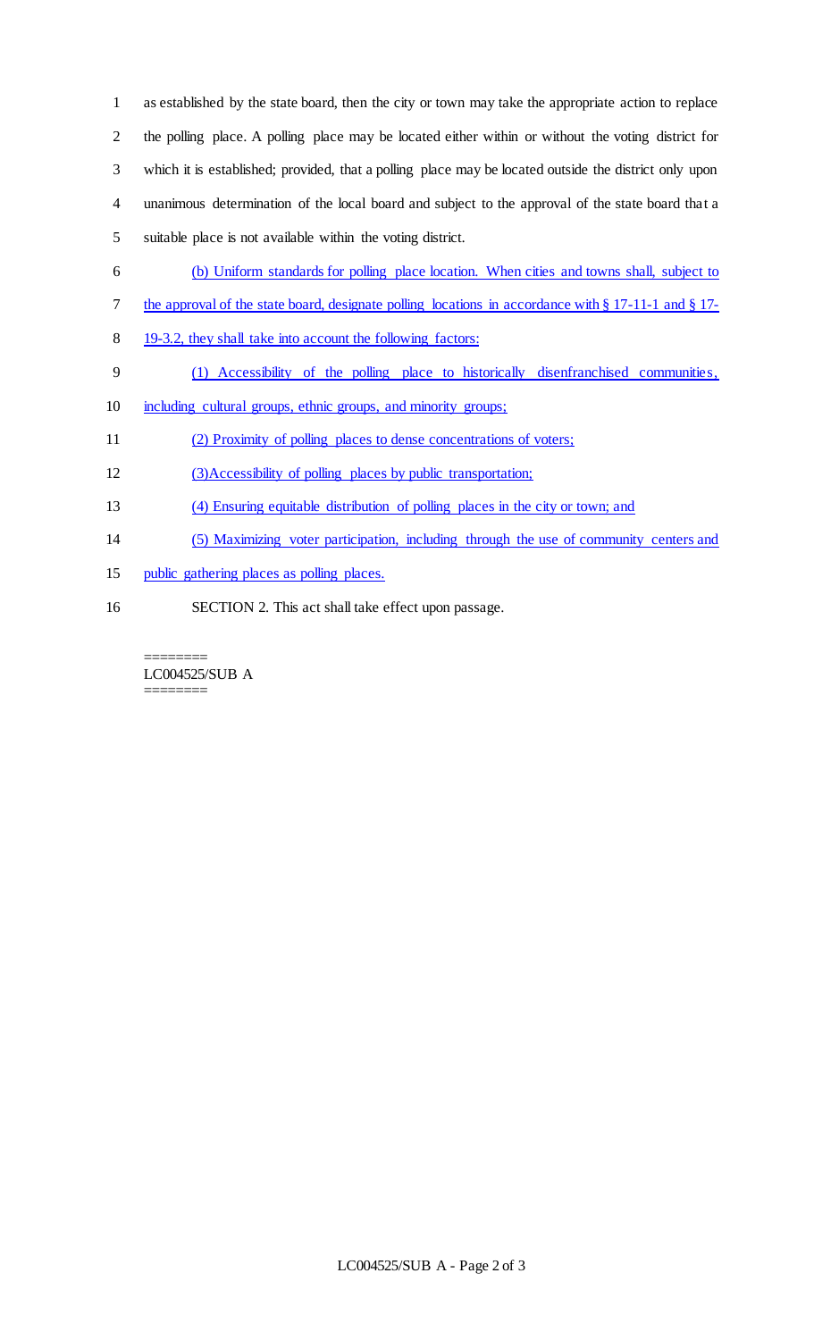as established by the state board, then the city or town may take the appropriate action to replace the polling place. A polling place may be located either within or without the voting district for which it is established; provided, that a polling place may be located outside the district only upon unanimous determination of the local board and subject to the approval of the state board that a suitable place is not available within the voting district.

(b) Uniform standards for polling place location. When cities and towns shall, subject to the approval of the state board, designate polling locations in accordance with § 17-11-1 and § 17-19-3.2, they shall take into account the following factors:

(1) Accessibility of the polling place to historically disenfranchised communities, including cultural groups, ethnic groups, and minority groups;

(2) Proximity of polling places to dense concentrations of voters;

(3)Accessibility of polling places by public transportation;

(4) Ensuring equitable distribution of polling places in the city or town; and

(5) Maximizing voter participation, including through the use of community centers and public gathering places as polling places.

SECTION 2. This act shall take effect upon passage.

========
LC004525/SUB A
========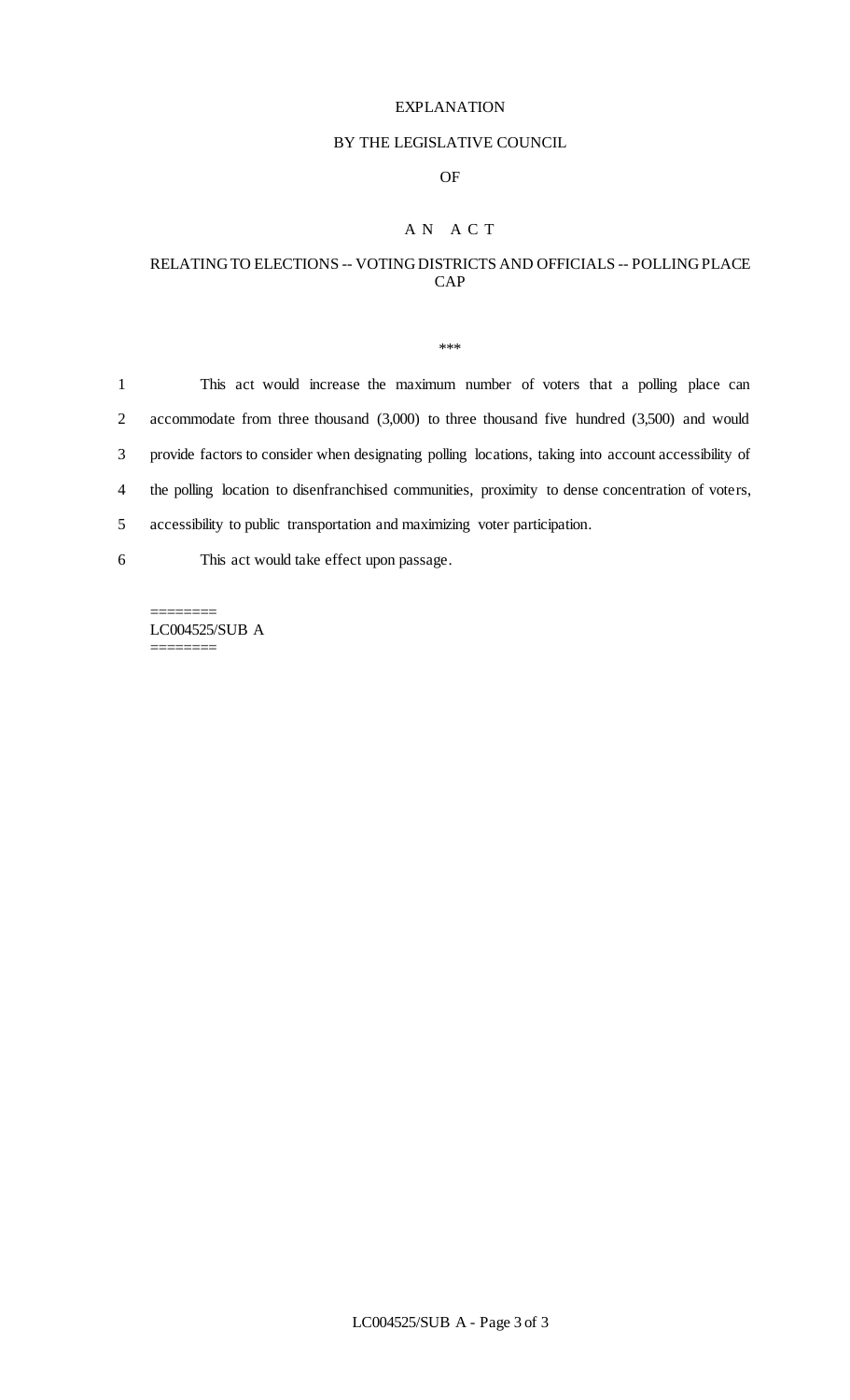EXPLANATION

BY THE LEGISLATIVE COUNCIL

OF

A N   A C T

RELATING TO ELECTIONS -- VOTING DISTRICTS AND OFFICIALS -- POLLING PLACE CAP

\*\*\*

This act would increase the maximum number of voters that a polling place can accommodate from three thousand (3,000) to three thousand five hundred (3,500) and would provide factors to consider when designating polling locations, taking into account accessibility of the polling location to disenfranchised communities, proximity to dense concentration of voters, accessibility to public transportation and maximizing voter participation.

This act would take effect upon passage.

========
LC004525/SUB A
========